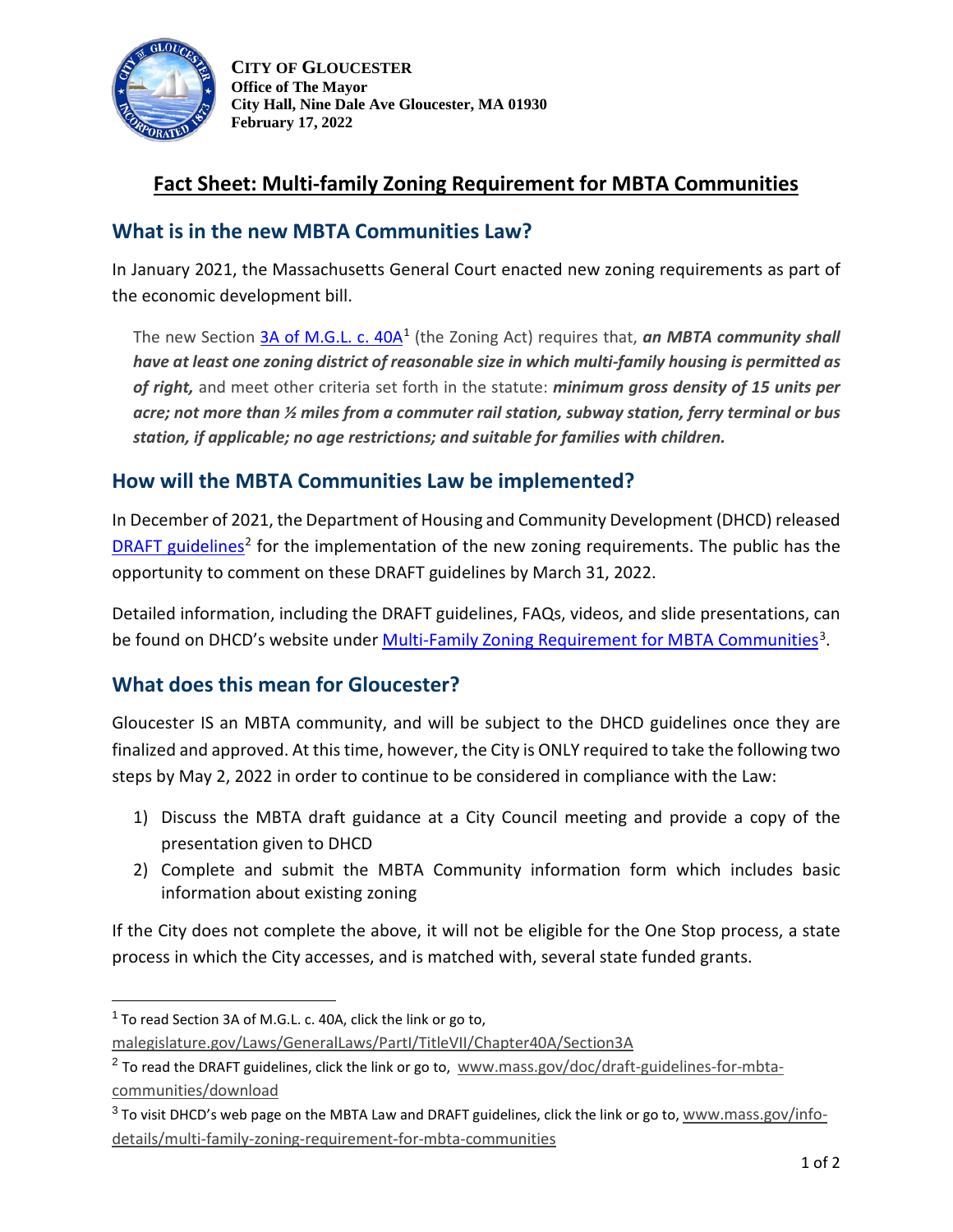**CITY OF GLOUCESTER**
**Office of The Mayor**
**City Hall, Nine Dale Ave Gloucester, MA 01930**
**February 17, 2022**

# Fact Sheet: Multi-family Zoning Requirement for MBTA Communities

## What is in the new MBTA Communities Law?

In January 2021, the Massachusetts General Court enacted new zoning requirements as part of the economic development bill.

> The new Section 3A of M.G.L. c. 40A[1] (the Zoning Act) requires that, ***an MBTA community shall have at least one zoning district of reasonable size in which multi-family housing is permitted as of right,*** and meet other criteria set forth in the statute: ***minimum gross density of 15 units per acre; not more than ½ miles from a commuter rail station, subway station, ferry terminal or bus station, if applicable; no age restrictions; and suitable for families with children.***

## How will the MBTA Communities Law be implemented?

In December of 2021, the Department of Housing and Community Development (DHCD) released DRAFT guidelines[2] for the implementation of the new zoning requirements. The public has the opportunity to comment on these DRAFT guidelines by March 31, 2022.

Detailed information, including the DRAFT guidelines, FAQs, videos, and slide presentations, can be found on DHCD's website under Multi-Family Zoning Requirement for MBTA Communities[3].

## What does this mean for Gloucester?

Gloucester IS an MBTA community, and will be subject to the DHCD guidelines once they are finalized and approved. At this time, however, the City is ONLY required to take the following two steps by May 2, 2022 in order to continue to be considered in compliance with the Law:

1) Discuss the MBTA draft guidance at a City Council meeting and provide a copy of the presentation given to DHCD
2) Complete and submit the MBTA Community information form which includes basic information about existing zoning

If the City does not complete the above, it will not be eligible for the One Stop process, a state process in which the City accesses, and is matched with, several state funded grants.

---

[1] To read Section 3A of M.G.L. c. 40A, click the link or go to, malegislature.gov/Laws/GeneralLaws/PartI/TitleVII/Chapter40A/Section3A

[2] To read the DRAFT guidelines, click the link or go to, www.mass.gov/doc/draft-guidelines-for-mbta-communities/download

[3] To visit DHCD's web page on the MBTA Law and DRAFT guidelines, click the link or go to, www.mass.gov/info-details/multi-family-zoning-requirement-for-mbta-communities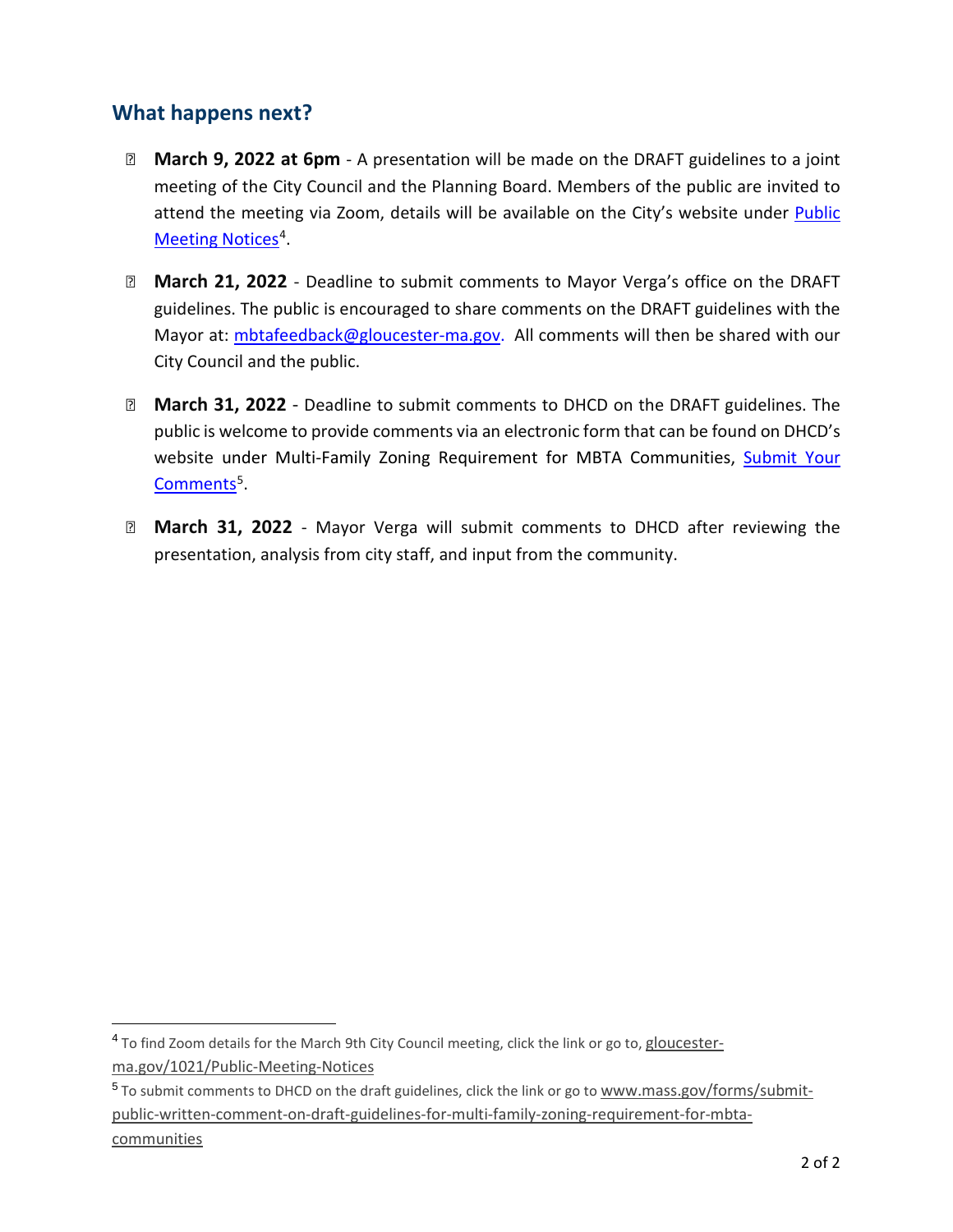## What happens next?

- **March 9, 2022 at 6pm** - A presentation will be made on the DRAFT guidelines to a joint meeting of the City Council and the Planning Board. Members of the public are invited to attend the meeting via Zoom, details will be available on the City's website under Public Meeting Notices[4].

- **March 21, 2022** - Deadline to submit comments to Mayor Verga's office on the DRAFT guidelines. The public is encouraged to share comments on the DRAFT guidelines with the Mayor at: mbtafeedback@gloucester-ma.gov. All comments will then be shared with our City Council and the public.

- **March 31, 2022** - Deadline to submit comments to DHCD on the DRAFT guidelines. The public is welcome to provide comments via an electronic form that can be found on DHCD's website under Multi-Family Zoning Requirement for MBTA Communities, Submit Your Comments[5].

- **March 31, 2022** - Mayor Verga will submit comments to DHCD after reviewing the presentation, analysis from city staff, and input from the community.

---

[4] To find Zoom details for the March 9th City Council meeting, click the link or go to, gloucester-ma.gov/1021/Public-Meeting-Notices

[5] To submit comments to DHCD on the draft guidelines, click the link or go to www.mass.gov/forms/submit-public-written-comment-on-draft-guidelines-for-multi-family-zoning-requirement-for-mbta-communities